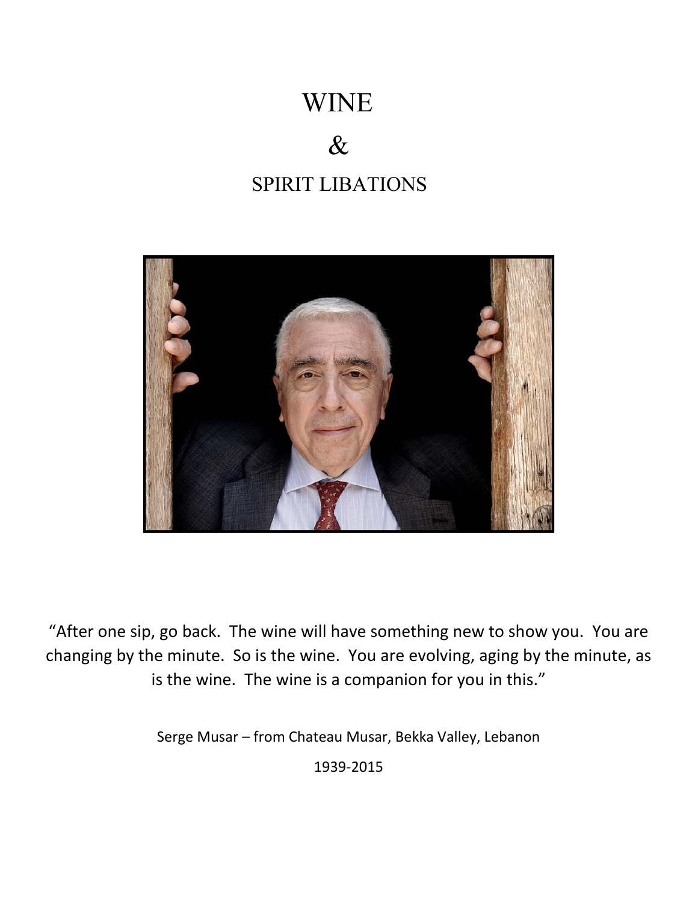# WINE

# &

# SPIRIT LIBATIONS

"After one sip, go back. The wine will have something new to show you. You are changing by the minute. So is the wine. You are evolving, aging by the minute, as is the wine. The wine is a companion for you in this."

Serge Musar – from Chateau Musar, Bekka Valley, Lebanon

1939-2015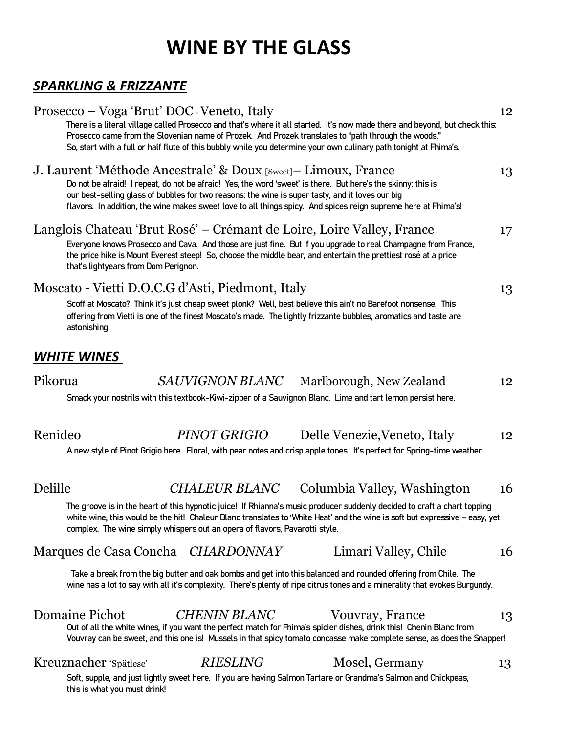# WINE BY THE GLASS

## *SPARKLING & FRIZZANTE*

**Prosecco – Voga 'Brut' DOC - Veneto, Italy** — 12

There is a literal village called Prosecco and that's where it all started. It's now made there and beyond, but check this: Prosecco came from the Slovenian name of Prozek. And Prozek translates to "path through the woods." So, start with a full or half flute of this bubbly while you determine your own culinary path tonight at Fhima's.

**J. Laurent 'Méthode Ancestrale' & Doux [Sweet]– Limoux, France** — 13

Do not be afraid! I repeat, do not be afraid! Yes, the word 'sweet' is there. But here's the skinny: this is our best-selling glass of bubbles for two reasons: the wine is super tasty, and it loves our big flavors. In addition, the wine makes sweet love to all things spicy. And spices reign supreme here at Fhima's!

**Langlois Chateau 'Brut Rosé' – Crémant de Loire, Loire Valley, France** — 17

Everyone knows Prosecco and Cava. And those are just fine. But if you upgrade to real Champagne from France, the price hike is Mount Everest steep! So, choose the middle bear, and entertain the prettiest rosé at a price that's lightyears from Dom Perignon.

**Moscato - Vietti D.O.C.G d'Asti, Piedmont, Italy** — 13

Scoff at Moscato? Think it's just cheap sweet plonk? Well, best believe this ain't no Barefoot nonsense. This offering from Vietti is one of the finest Moscato's made. The lightly frizzante bubbles, aromatics and taste are astonishing!

## *WHITE WINES*

**Pikorua** — *SAUVIGNON BLANC* — Marlborough, New Zealand — 12

Smack your nostrils with this textbook-Kiwi-zipper of a Sauvignon Blanc. Lime and tart lemon persist here.

**Renideo** — *PINOT GRIGIO* — Delle Venezie,Veneto, Italy — 12

A new style of Pinot Grigio here. Floral, with pear notes and crisp apple tones. It's perfect for Spring-time weather.

**Delille** — *CHALEUR BLANC* — Columbia Valley, Washington — 16

The groove is in the heart of this hypnotic juice! If Rhianna's music producer suddenly decided to craft a chart topping white wine, this would be the hit! Chaleur Blanc translates to 'White Heat' and the wine is soft but expressive – easy, yet complex. The wine simply whispers out an opera of flavors, Pavarotti style.

**Marques de Casa Concha** — *CHARDONNAY* — Limari Valley, Chile — 16

Take a break from the big butter and oak bombs and get into this balanced and rounded offering from Chile. The wine has a lot to say with all it's complexity. There's plenty of ripe citrus tones and a minerality that evokes Burgundy.

**Domaine Pichot** — *CHENIN BLANC* — Vouvray, France — 13

Out of all the white wines, if you want the perfect match for Fhima's spicier dishes, drink this! Chenin Blanc from Vouvray can be sweet, and this one is! Mussels in that spicy tomato concasse make complete sense, as does the Snapper!

**Kreuznacher 'Spätlese'** — *RIESLING* — Mosel, Germany — 13

Soft, supple, and just lightly sweet here. If you are having Salmon Tartare or Grandma's Salmon and Chickpeas, this is what you must drink!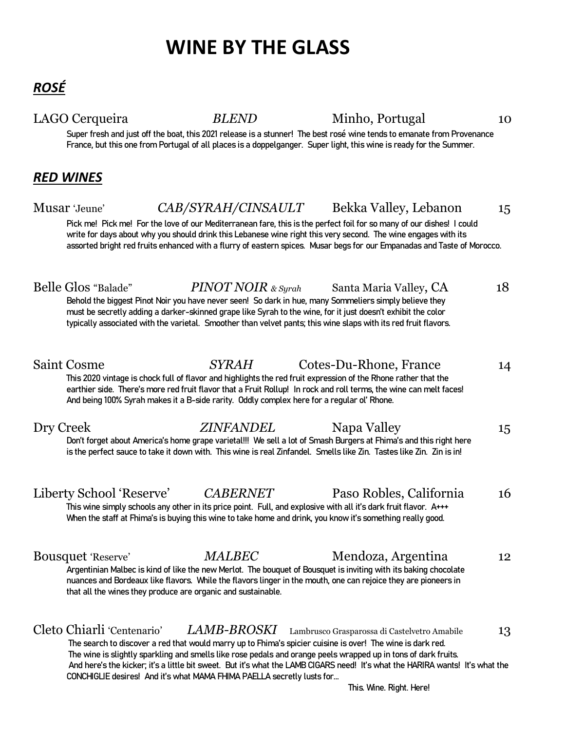# WINE BY THE GLASS

## *ROSÉ*

**LAGO Cerqueira** — *BLEND* — Minho, Portugal — 10

Super fresh and just off the boat, this 2021 release is a stunner! The best rosé wine tends to emanate from Provenance France, but this one from Portugal of all places is a doppelganger. Super light, this wine is ready for the Summer.

## *RED WINES*

**Musar** 'Jeune' — *CAB/SYRAH/CINSAULT* — Bekka Valley, Lebanon — 15

Pick me! Pick me! For the love of our Mediterranean fare, this is the perfect foil for so many of our dishes! I could write for days about why you should drink this Lebanese wine right this very second. The wine engages with its assorted bright red fruits enhanced with a flurry of eastern spices. Musar begs for our Empanadas and Taste of Morocco.

**Belle Glos** "Balade" — *PINOT NOIR & Syrah* — Santa Maria Valley, CA — 18

Behold the biggest Pinot Noir you have never seen! So dark in hue, many Sommeliers simply believe they must be secretly adding a darker-skinned grape like Syrah to the wine, for it just doesn't exhibit the color typically associated with the varietal. Smoother than velvet pants; this wine slaps with its red fruit flavors.

**Saint Cosme** — *SYRAH* — Cotes-Du-Rhone, France — 14

This 2020 vintage is chock full of flavor and highlights the red fruit expression of the Rhone rather that the earthier side. There's more red fruit flavor that a Fruit Rollup! In rock and roll terms, the wine can melt faces! And being 100% Syrah makes it a B-side rarity. Oddly complex here for a regular ol' Rhone.

**Dry Creek** — *ZINFANDEL* — Napa Valley — 15

Don't forget about America's home grape varietal!!! We sell a lot of Smash Burgers at Fhima's and this right here is the perfect sauce to take it down with. This wine is real Zinfandel. Smells like Zin. Tastes like Zin. Zin is in!

**Liberty School 'Reserve'** — *CABERNET* — Paso Robles, California — 16

This wine simply schools any other in its price point. Full, and explosive with all it's dark fruit flavor. A+++ When the staff at Fhima's is buying this wine to take home and drink, you know it's something really good.

**Bousquet** 'Reserve' — *MALBEC* — Mendoza, Argentina — 12

Argentinian Malbec is kind of like the new Merlot. The bouquet of Bousquet is inviting with its baking chocolate nuances and Bordeaux like flavors. While the flavors linger in the mouth, one can rejoice they are pioneers in that all the wines they produce are organic and sustainable.

**Cleto Chiarli** 'Centenario' — *LAMB-BROSKI* — Lambrusco Grasparossa di Castelvetro Amabile — 13

The search to discover a red that would marry up to Fhima's spicier cuisine is over! The wine is dark red. The wine is slightly sparkling and smells like rose pedals and orange peels wrapped up in tons of dark fruits. And here's the kicker; it's a little bit sweet. But it's what the LAMB CIGARS need! It's what the HARIRA wants! It's what the CONCHIGLIE desires! And it's what MAMA FHIMA PAELLA secretly lusts for...

This. Wine. Right. Here!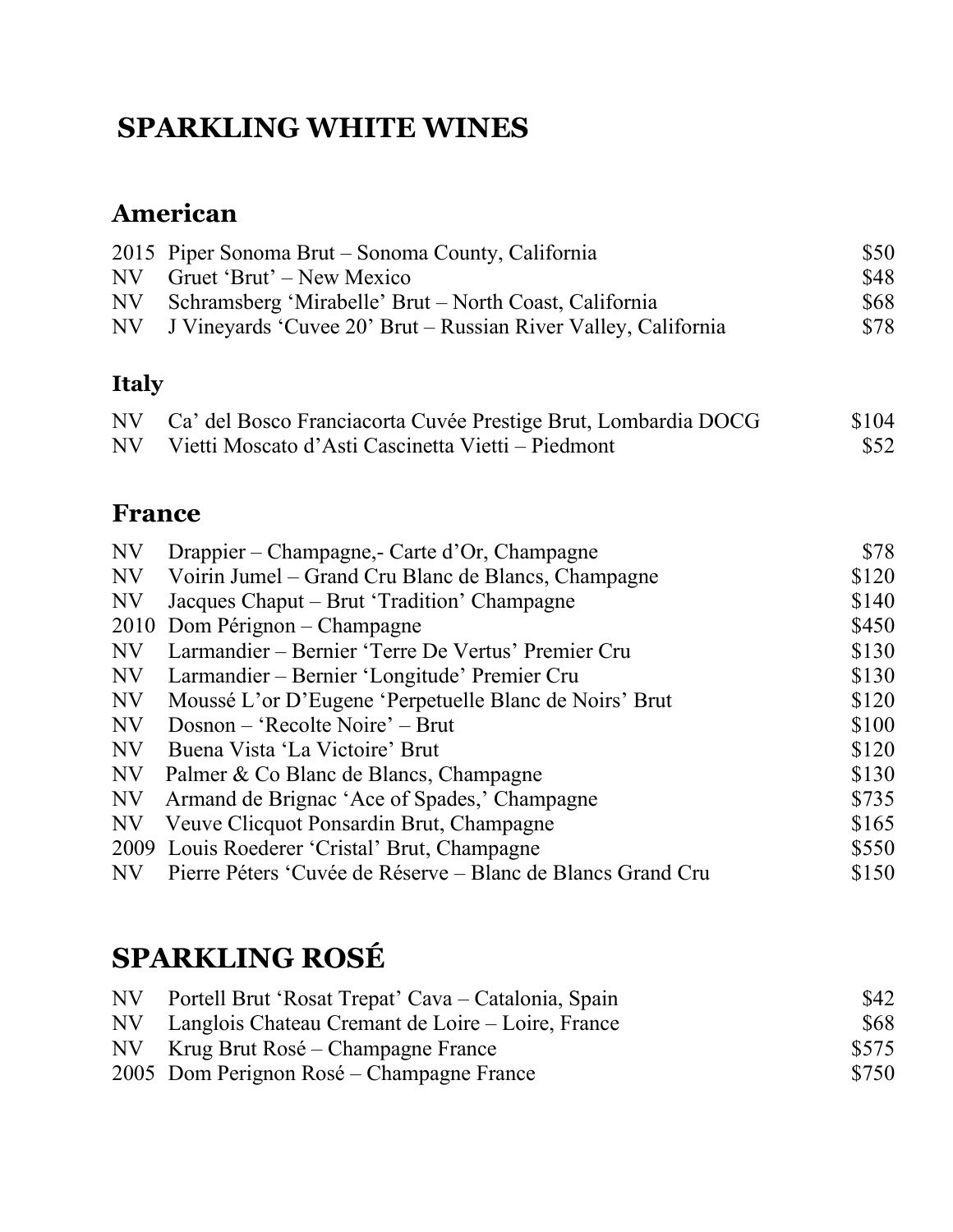# SPARKLING WHITE WINES

## American

| | | |
|---|---|---|
| 2015 | Piper Sonoma Brut – Sonoma County, California | $50 |
| NV | Gruet 'Brut' – New Mexico | $48 |
| NV | Schramsberg 'Mirabelle' Brut – North Coast, California | $68 |
| NV | J Vineyards 'Cuvee 20' Brut – Russian River Valley, California | $78 |

## Italy

| | | |
|---|---|---|
| NV | Ca' del Bosco Franciacorta Cuvée Prestige Brut, Lombardia DOCG | $104 |
| NV | Vietti Moscato d'Asti Cascinetta Vietti – Piedmont | $52 |

## France

| | | |
|---|---|---|
| NV | Drappier – Champagne,- Carte d'Or, Champagne | $78 |
| NV | Voirin Jumel – Grand Cru Blanc de Blancs, Champagne | $120 |
| NV | Jacques Chaput – Brut 'Tradition' Champagne | $140 |
| 2010 | Dom Pérignon – Champagne | $450 |
| NV | Larmandier – Bernier 'Terre De Vertus' Premier Cru | $130 |
| NV | Larmandier – Bernier 'Longitude' Premier Cru | $130 |
| NV | Moussé L'or D'Eugene 'Perpetuelle Blanc de Noirs' Brut | $120 |
| NV | Dosnon – 'Recolte Noire' – Brut | $100 |
| NV | Buena Vista 'La Victoire' Brut | $120 |
| NV | Palmer & Co Blanc de Blancs, Champagne | $130 |
| NV | Armand de Brignac 'Ace of Spades,' Champagne | $735 |
| NV | Veuve Clicquot Ponsardin Brut, Champagne | $165 |
| 2009 | Louis Roederer 'Cristal' Brut, Champagne | $550 |
| NV | Pierre Péters 'Cuvée de Réserve – Blanc de Blancs Grand Cru | $150 |

# SPARKLING ROSÉ

| | | |
|---|---|---|
| NV | Portell Brut 'Rosat Trepat' Cava – Catalonia, Spain | $42 |
| NV | Langlois Chateau Cremant de Loire – Loire, France | $68 |
| NV | Krug Brut Rosé – Champagne France | $575 |
| 2005 | Dom Perignon Rosé – Champagne France | $750 |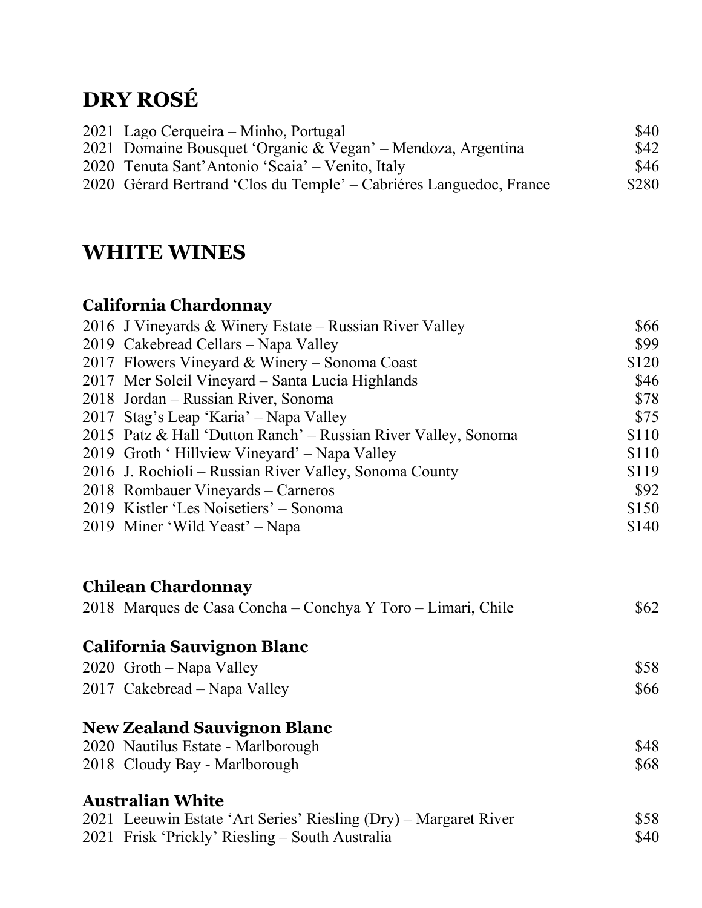# DRY ROSÉ

| | | |
|---|---|---|
| 2021 | Lago Cerqueira – Minho, Portugal | $40 |
| 2021 | Domaine Bousquet 'Organic & Vegan' – Mendoza, Argentina | $42 |
| 2020 | Tenuta Sant'Antonio 'Scaia' – Venito, Italy | $46 |
| 2020 | Gérard Bertrand 'Clos du Temple' – Cabriéres Languedoc, France | $280 |

# WHITE WINES

## California Chardonnay

| | | |
|---|---|---|
| 2016 | J Vineyards & Winery Estate – Russian River Valley | $66 |
| 2019 | Cakebread Cellars – Napa Valley | $99 |
| 2017 | Flowers Vineyard & Winery – Sonoma Coast | $120 |
| 2017 | Mer Soleil Vineyard – Santa Lucia Highlands | $46 |
| 2018 | Jordan – Russian River, Sonoma | $78 |
| 2017 | Stag's Leap 'Karia' – Napa Valley | $75 |
| 2015 | Patz & Hall 'Dutton Ranch' – Russian River Valley, Sonoma | $110 |
| 2019 | Groth ' Hillview Vineyard' – Napa Valley | $110 |
| 2016 | J. Rochioli – Russian River Valley, Sonoma County | $119 |
| 2018 | Rombauer Vineyards – Carneros | $92 |
| 2019 | Kistler 'Les Noisetiers' – Sonoma | $150 |
| 2019 | Miner 'Wild Yeast' – Napa | $140 |

## Chilean Chardonnay

| | | |
|---|---|---|
| 2018 | Marques de Casa Concha – Conchya Y Toro – Limari, Chile | $62 |

## California Sauvignon Blanc

| | | |
|---|---|---|
| 2020 | Groth – Napa Valley | $58 |
| 2017 | Cakebread – Napa Valley | $66 |

## New Zealand Sauvignon Blanc

| | | |
|---|---|---|
| 2020 | Nautilus Estate - Marlborough | $48 |
| 2018 | Cloudy Bay - Marlborough | $68 |

## Australian White

| | | |
|---|---|---|
| 2021 | Leeuwin Estate 'Art Series' Riesling (Dry) – Margaret River | $58 |
| 2021 | Frisk 'Prickly' Riesling – South Australia | $40 |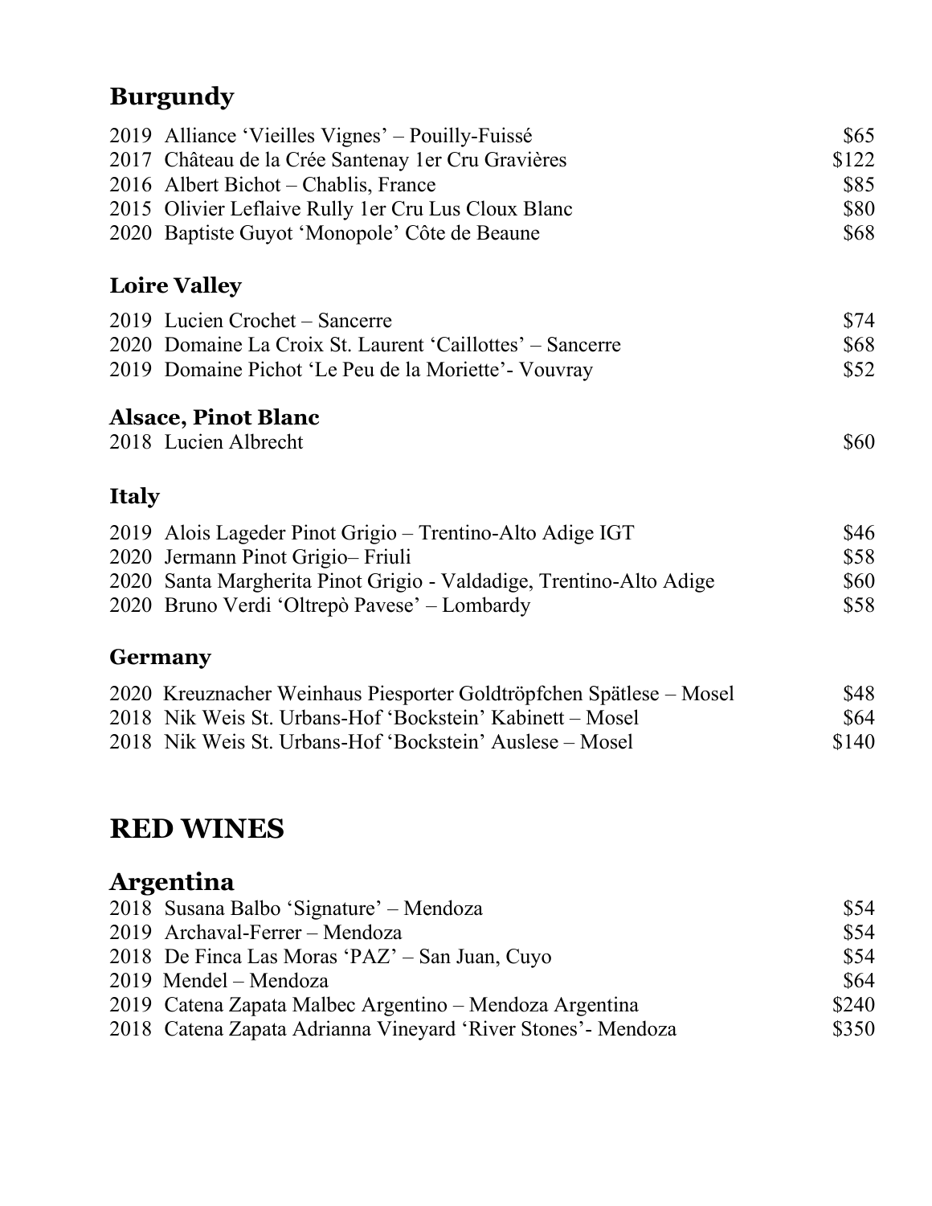## Burgundy

| | | |
|---|---|---|
| 2019 | Alliance 'Vieilles Vignes' – Pouilly-Fuissé | $65 |
| 2017 | Château de la Crée Santenay 1er Cru Gravières | $122 |
| 2016 | Albert Bichot – Chablis, France | $85 |
| 2015 | Olivier Leflaive Rully 1er Cru Lus Cloux Blanc | $80 |
| 2020 | Baptiste Guyot 'Monopole' Côte de Beaune | $68 |

## Loire Valley

| | | |
|---|---|---|
| 2019 | Lucien Crochet – Sancerre | $74 |
| 2020 | Domaine La Croix St. Laurent 'Caillottes' – Sancerre | $68 |
| 2019 | Domaine Pichot 'Le Peu de la Moriette'- Vouvray | $52 |

## Alsace, Pinot Blanc

| | | |
|---|---|---|
| 2018 | Lucien Albrecht | $60 |

## Italy

| | | |
|---|---|---|
| 2019 | Alois Lageder Pinot Grigio – Trentino-Alto Adige IGT | $46 |
| 2020 | Jermann Pinot Grigio– Friuli | $58 |
| 2020 | Santa Margherita Pinot Grigio - Valdadige, Trentino-Alto Adige | $60 |
| 2020 | Bruno Verdi 'Oltrepò Pavese' – Lombardy | $58 |

## Germany

| | | |
|---|---|---|
| 2020 | Kreuznacher Weinhaus Piesporter Goldtröpfchen Spätlese – Mosel | $48 |
| 2018 | Nik Weis St. Urbans-Hof 'Bockstein' Kabinett – Mosel | $64 |
| 2018 | Nik Weis St. Urbans-Hof 'Bockstein' Auslese – Mosel | $140 |

# RED WINES

## Argentina

| | | |
|---|---|---|
| 2018 | Susana Balbo 'Signature' – Mendoza | $54 |
| 2019 | Archaval-Ferrer – Mendoza | $54 |
| 2018 | De Finca Las Moras 'PAZ' – San Juan, Cuyo | $54 |
| 2019 | Mendel – Mendoza | $64 |
| 2019 | Catena Zapata Malbec Argentino – Mendoza Argentina | $240 |
| 2018 | Catena Zapata Adrianna Vineyard 'River Stones'- Mendoza | $350 |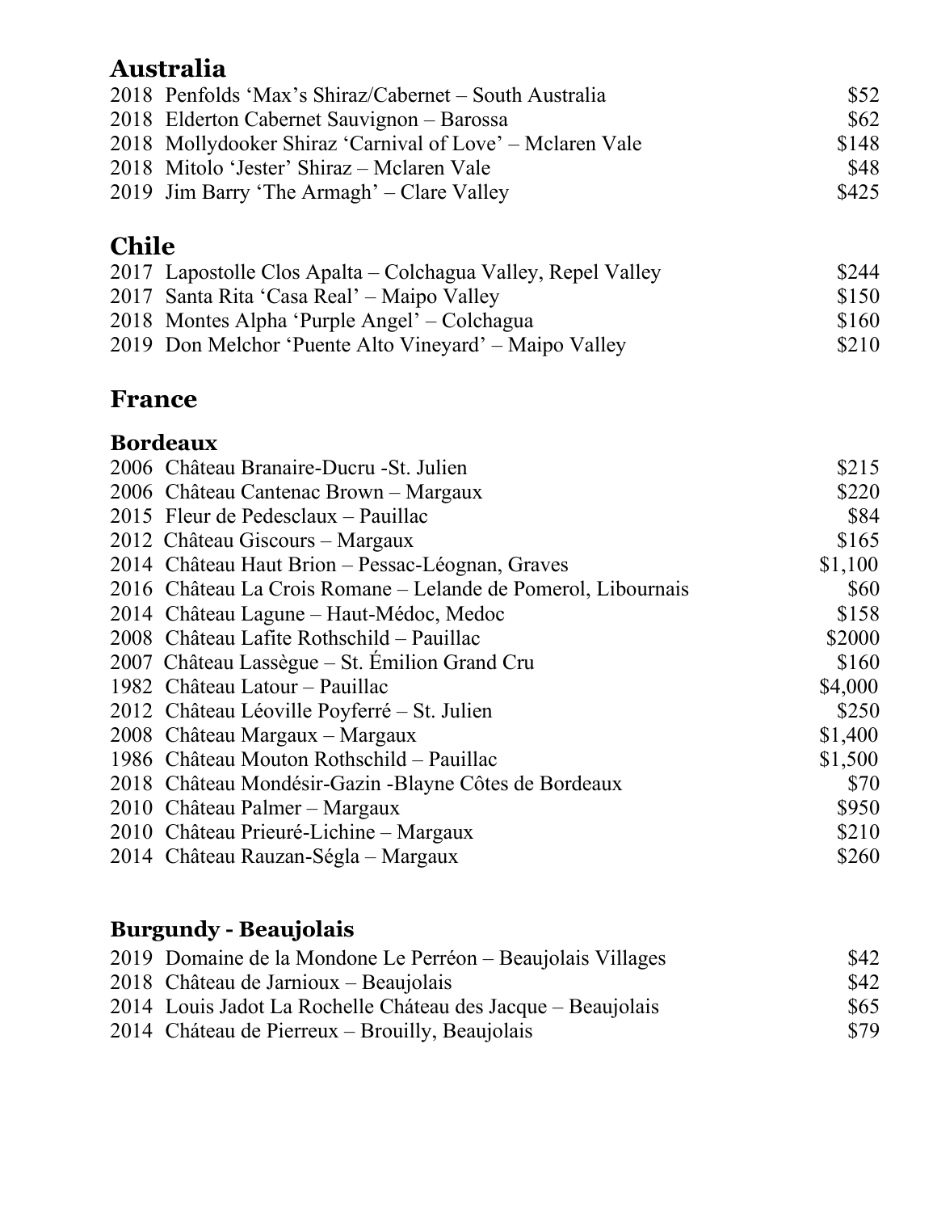## Australia

| | |
|---|---|
| 2018 Penfolds 'Max's Shiraz/Cabernet – South Australia | $52 |
| 2018 Elderton Cabernet Sauvignon – Barossa | $62 |
| 2018 Mollydooker Shiraz 'Carnival of Love' – Mclaren Vale | $148 |
| 2018 Mitolo 'Jester' Shiraz – Mclaren Vale | $48 |
| 2019 Jim Barry 'The Armagh' – Clare Valley | $425 |

## Chile

| | |
|---|---|
| 2017 Lapostolle Clos Apalta – Colchagua Valley, Repel Valley | $244 |
| 2017 Santa Rita 'Casa Real' – Maipo Valley | $150 |
| 2018 Montes Alpha 'Purple Angel' – Colchagua | $160 |
| 2019 Don Melchor 'Puente Alto Vineyard' – Maipo Valley | $210 |

## France

### Bordeaux

| | |
|---|---|
| 2006 Château Branaire-Ducru -St. Julien | $215 |
| 2006 Château Cantenac Brown – Margaux | $220 |
| 2015 Fleur de Pedesclaux – Pauillac | $84 |
| 2012 Château Giscours – Margaux | $165 |
| 2014 Château Haut Brion – Pessac-Léognan, Graves | $1,100 |
| 2016 Château La Crois Romane – Lelande de Pomerol, Libournais | $60 |
| 2014 Château Lagune – Haut-Médoc, Medoc | $158 |
| 2008 Château Lafite Rothschild – Pauillac | $2000 |
| 2007 Château Lassègue – St. Émilion Grand Cru | $160 |
| 1982 Château Latour – Pauillac | $4,000 |
| 2012 Château Léoville Poyferré – St. Julien | $250 |
| 2008 Château Margaux – Margaux | $1,400 |
| 1986 Château Mouton Rothschild – Pauillac | $1,500 |
| 2018 Château Mondésir-Gazin -Blayne Côtes de Bordeaux | $70 |
| 2010 Château Palmer – Margaux | $950 |
| 2010 Château Prieuré-Lichine – Margaux | $210 |
| 2014 Château Rauzan-Ségla – Margaux | $260 |

### Burgundy - Beaujolais

| | |
|---|---|
| 2019 Domaine de la Mondone Le Perréon – Beaujolais Villages | $42 |
| 2018 Château de Jarnioux – Beaujolais | $42 |
| 2014 Louis Jadot La Rochelle Château des Jacque – Beaujolais | $65 |
| 2014 Château de Pierreux – Brouilly, Beaujolais | $79 |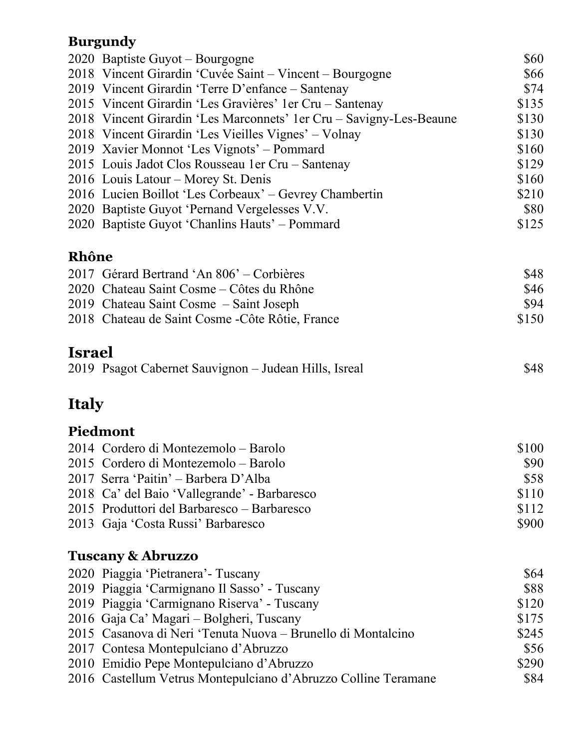## Burgundy

| | |
|---|---|
| 2020 Baptiste Guyot – Bourgogne | $60 |
| 2018 Vincent Girardin 'Cuvée Saint – Vincent – Bourgogne | $66 |
| 2019 Vincent Girardin 'Terre D'enfance – Santenay | $74 |
| 2015 Vincent Girardin 'Les Gravières' 1er Cru – Santenay | $135 |
| 2018 Vincent Girardin 'Les Marconnets' 1er Cru – Savigny-Les-Beaune | $130 |
| 2018 Vincent Girardin 'Les Vieilles Vignes' – Volnay | $130 |
| 2019 Xavier Monnot 'Les Vignots' – Pommard | $160 |
| 2015 Louis Jadot Clos Rousseau 1er Cru – Santenay | $129 |
| 2016 Louis Latour – Morey St. Denis | $160 |
| 2016 Lucien Boillot 'Les Corbeaux' – Gevrey Chambertin | $210 |
| 2020 Baptiste Guyot 'Pernand Vergelesses V.V. | $80 |
| 2020 Baptiste Guyot 'Chanlins Hauts' – Pommard | $125 |

## Rhône

| | |
|---|---|
| 2017 Gérard Bertrand 'An 806' – Corbières | $48 |
| 2020 Chateau Saint Cosme – Côtes du Rhône | $46 |
| 2019 Chateau Saint Cosme – Saint Joseph | $94 |
| 2018 Chateau de Saint Cosme -Côte Rôtie, France | $150 |

# Israel

| | |
|---|---|
| 2019 Psagot Cabernet Sauvignon – Judean Hills, Isreal | $48 |

# Italy

## Piedmont

| | |
|---|---|
| 2014 Cordero di Montezemolo – Barolo | $100 |
| 2015 Cordero di Montezemolo – Barolo | $90 |
| 2017 Serra 'Paitin' – Barbera D'Alba | $58 |
| 2018 Ca' del Baio 'Vallegrande' - Barbaresco | $110 |
| 2015 Produttori del Barbaresco – Barbaresco | $112 |
| 2013 Gaja 'Costa Russi' Barbaresco | $900 |

## Tuscany & Abruzzo

| | |
|---|---|
| 2020 Piaggia 'Pietranera'- Tuscany | $64 |
| 2019 Piaggia 'Carmignano Il Sasso' - Tuscany | $88 |
| 2019 Piaggia 'Carmignano Riserva' - Tuscany | $120 |
| 2016 Gaja Ca' Magari – Bolgheri, Tuscany | $175 |
| 2015 Casanova di Neri 'Tenuta Nuova – Brunello di Montalcino | $245 |
| 2017 Contesa Montepulciano d'Abruzzo | $56 |
| 2010 Emidio Pepe Montepulciano d'Abruzzo | $290 |
| 2016 Castellum Vetrus Montepulciano d'Abruzzo Colline Teramane | $84 |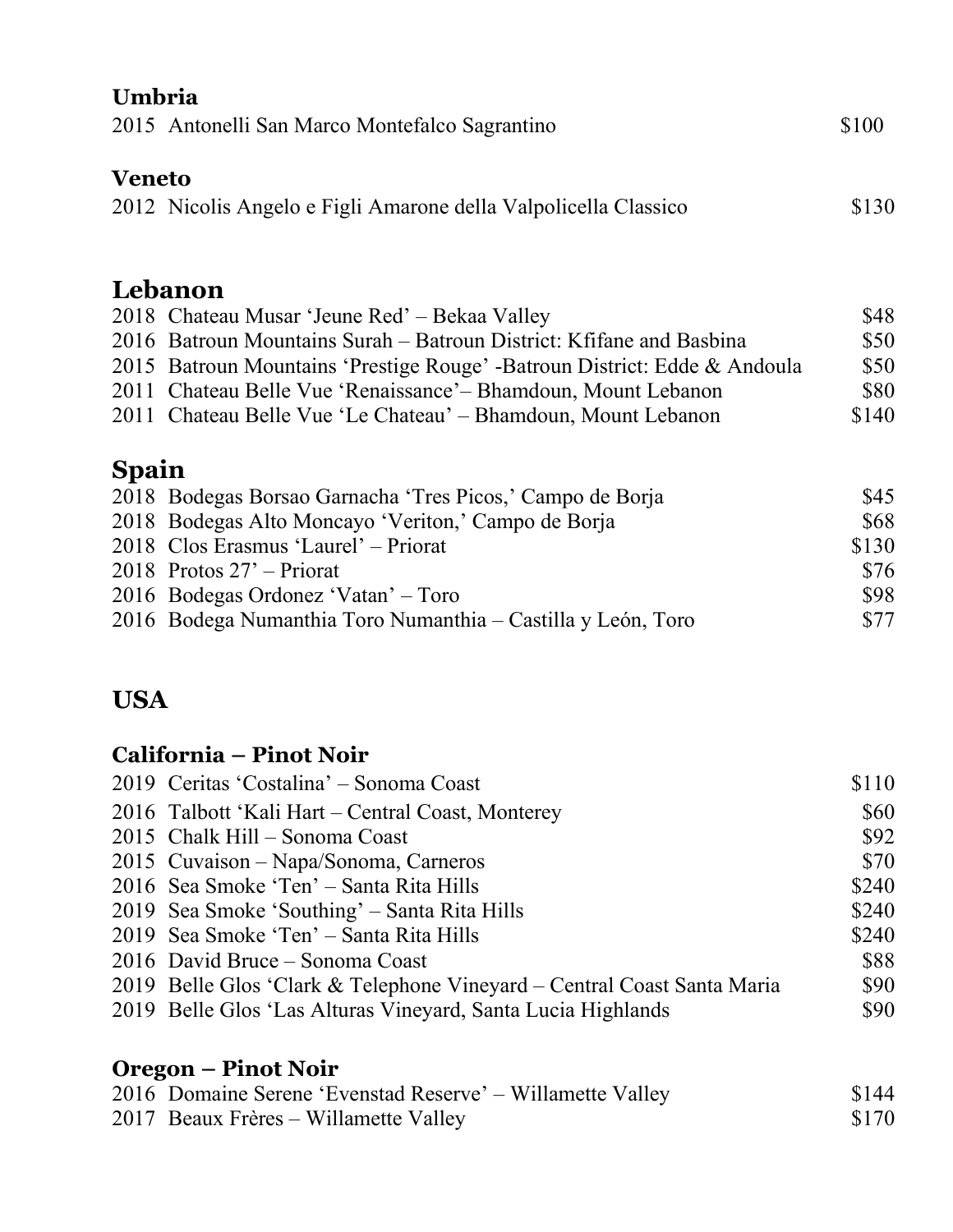### Umbria

| | | |
|---|---|---|
| 2015 | Antonelli San Marco Montefalco Sagrantino | $100 |

### Veneto

| | | |
|---|---|---|
| 2012 | Nicolis Angelo e Figli Amarone della Valpolicella Classico | $130 |

## Lebanon

| | | |
|---|---|---|
| 2018 | Chateau Musar 'Jeune Red' – Bekaa Valley | $48 |
| 2016 | Batroun Mountains Surah – Batroun District: Kfifane and Basbina | $50 |
| 2015 | Batroun Mountains 'Prestige Rouge' -Batroun District: Edde & Andoula | $50 |
| 2011 | Chateau Belle Vue 'Renaissance'– Bhamdoun, Mount Lebanon | $80 |
| 2011 | Chateau Belle Vue 'Le Chateau' – Bhamdoun, Mount Lebanon | $140 |

## Spain

| | | |
|---|---|---|
| 2018 | Bodegas Borsao Garnacha 'Tres Picos,' Campo de Borja | $45 |
| 2018 | Bodegas Alto Moncayo 'Veriton,' Campo de Borja | $68 |
| 2018 | Clos Erasmus 'Laurel' – Priorat | $130 |
| 2018 | Protos 27' – Priorat | $76 |
| 2016 | Bodegas Ordonez 'Vatan' – Toro | $98 |
| 2016 | Bodega Numanthia Toro Numanthia – Castilla y León, Toro | $77 |

## USA

### California – Pinot Noir

| | | |
|---|---|---|
| 2019 | Ceritas 'Costalina' – Sonoma Coast | $110 |
| 2016 | Talbott 'Kali Hart – Central Coast, Monterey | $60 |
| 2015 | Chalk Hill – Sonoma Coast | $92 |
| 2015 | Cuvaison – Napa/Sonoma, Carneros | $70 |
| 2016 | Sea Smoke 'Ten' – Santa Rita Hills | $240 |
| 2019 | Sea Smoke 'Southing' – Santa Rita Hills | $240 |
| 2019 | Sea Smoke 'Ten' – Santa Rita Hills | $240 |
| 2016 | David Bruce – Sonoma Coast | $88 |
| 2019 | Belle Glos 'Clark & Telephone Vineyard – Central Coast Santa Maria | $90 |
| 2019 | Belle Glos 'Las Alturas Vineyard, Santa Lucia Highlands | $90 |

### Oregon – Pinot Noir

| | | |
|---|---|---|
| 2016 | Domaine Serene 'Evenstad Reserve' – Willamette Valley | $144 |
| 2017 | Beaux Frères – Willamette Valley | $170 |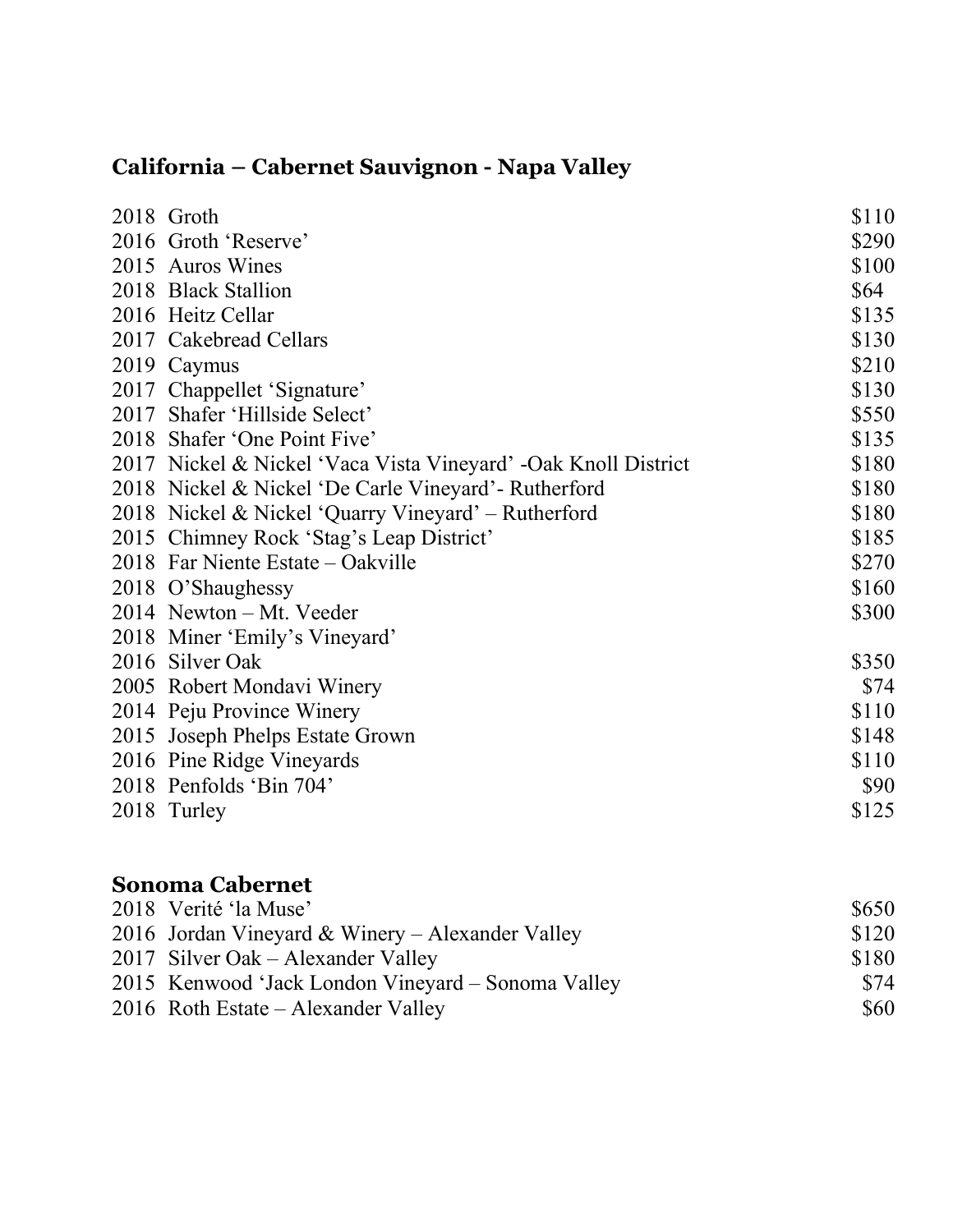## California – Cabernet Sauvignon - Napa Valley

| | | |
|---|---|---|
| 2018 | Groth | $110 |
| 2016 | Groth 'Reserve' | $290 |
| 2015 | Auros Wines | $100 |
| 2018 | Black Stallion | $64 |
| 2016 | Heitz Cellar | $135 |
| 2017 | Cakebread Cellars | $130 |
| 2019 | Caymus | $210 |
| 2017 | Chappellet 'Signature' | $130 |
| 2017 | Shafer 'Hillside Select' | $550 |
| 2018 | Shafer 'One Point Five' | $135 |
| 2017 | Nickel & Nickel 'Vaca Vista Vineyard' -Oak Knoll District | $180 |
| 2018 | Nickel & Nickel 'De Carle Vineyard'- Rutherford | $180 |
| 2018 | Nickel & Nickel 'Quarry Vineyard' – Rutherford | $180 |
| 2015 | Chimney Rock 'Stag's Leap District' | $185 |
| 2018 | Far Niente Estate – Oakville | $270 |
| 2018 | O'Shaughessy | $160 |
| 2014 | Newton – Mt. Veeder | $300 |
| 2018 | Miner 'Emily's Vineyard' | |
| 2016 | Silver Oak | $350 |
| 2005 | Robert Mondavi Winery | $74 |
| 2014 | Peju Province Winery | $110 |
| 2015 | Joseph Phelps Estate Grown | $148 |
| 2016 | Pine Ridge Vineyards | $110 |
| 2018 | Penfolds 'Bin 704' | $90 |
| 2018 | Turley | $125 |

## Sonoma Cabernet

| | | |
|---|---|---|
| 2018 | Verité 'la Muse' | $650 |
| 2016 | Jordan Vineyard & Winery – Alexander Valley | $120 |
| 2017 | Silver Oak – Alexander Valley | $180 |
| 2015 | Kenwood 'Jack London Vineyard – Sonoma Valley | $74 |
| 2016 | Roth Estate – Alexander Valley | $60 |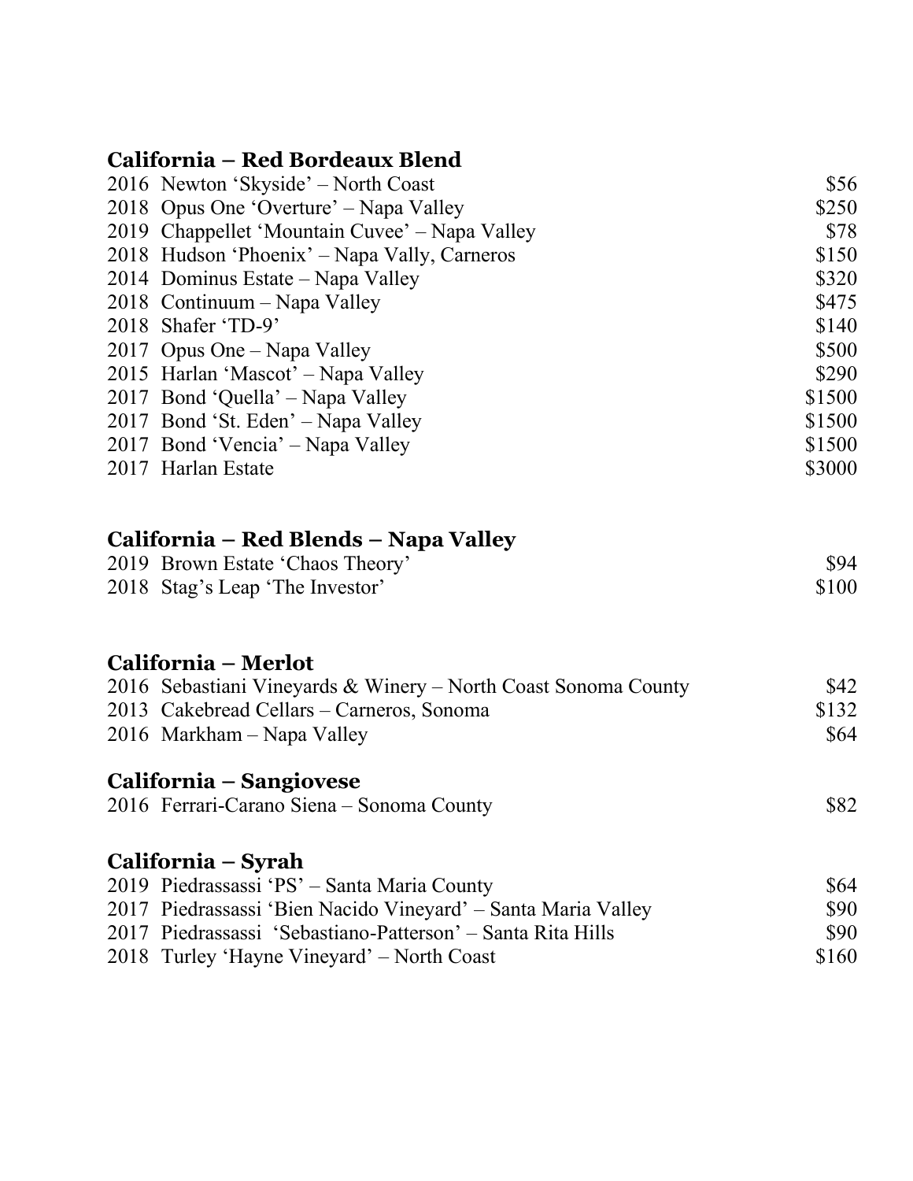## California – Red Bordeaux Blend

| | |
|---|---|
| 2016 Newton 'Skyside' – North Coast | $56 |
| 2018 Opus One 'Overture' – Napa Valley | $250 |
| 2019 Chappellet 'Mountain Cuvee' – Napa Valley | $78 |
| 2018 Hudson 'Phoenix' – Napa Vally, Carneros | $150 |
| 2014 Dominus Estate – Napa Valley | $320 |
| 2018 Continuum – Napa Valley | $475 |
| 2018 Shafer 'TD-9' | $140 |
| 2017 Opus One – Napa Valley | $500 |
| 2015 Harlan 'Mascot' – Napa Valley | $290 |
| 2017 Bond 'Quella' – Napa Valley | $1500 |
| 2017 Bond 'St. Eden' – Napa Valley | $1500 |
| 2017 Bond 'Vencia' – Napa Valley | $1500 |
| 2017 Harlan Estate | $3000 |

## California – Red Blends – Napa Valley

| | |
|---|---|
| 2019 Brown Estate 'Chaos Theory' | $94 |
| 2018 Stag's Leap 'The Investor' | $100 |

## California – Merlot

| | |
|---|---|
| 2016 Sebastiani Vineyards & Winery – North Coast Sonoma County | $42 |
| 2013 Cakebread Cellars – Carneros, Sonoma | $132 |
| 2016 Markham – Napa Valley | $64 |

## California – Sangiovese

| | |
|---|---|
| 2016 Ferrari-Carano Siena – Sonoma County | $82 |

## California – Syrah

| | |
|---|---|
| 2019 Piedrassassi 'PS' – Santa Maria County | $64 |
| 2017 Piedrassassi 'Bien Nacido Vineyard' – Santa Maria Valley | $90 |
| 2017 Piedrassassi 'Sebastiano-Patterson' – Santa Rita Hills | $90 |
| 2018 Turley 'Hayne Vineyard' – North Coast | $160 |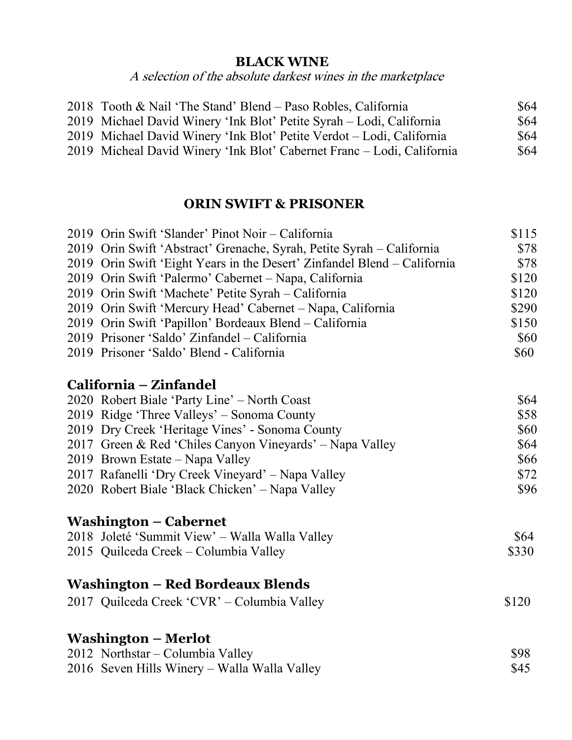## BLACK WINE

*A selection of the absolute darkest wines in the marketplace*

| | |
|---|---|
| 2018 Tooth & Nail 'The Stand' Blend – Paso Robles, California | $64 |
| 2019 Michael David Winery 'Ink Blot' Petite Syrah – Lodi, California | $64 |
| 2019 Michael David Winery 'Ink Blot' Petite Verdot – Lodi, California | $64 |
| 2019 Micheal David Winery 'Ink Blot' Cabernet Franc – Lodi, California | $64 |

## ORIN SWIFT & PRISONER

| | |
|---|---|
| 2019 Orin Swift 'Slander' Pinot Noir – California | $115 |
| 2019 Orin Swift 'Abstract' Grenache, Syrah, Petite Syrah – California | $78 |
| 2019 Orin Swift 'Eight Years in the Desert' Zinfandel Blend – California | $78 |
| 2019 Orin Swift 'Palermo' Cabernet – Napa, California | $120 |
| 2019 Orin Swift 'Machete' Petite Syrah – California | $120 |
| 2019 Orin Swift 'Mercury Head' Cabernet – Napa, California | $290 |
| 2019 Orin Swift 'Papillon' Bordeaux Blend – California | $150 |
| 2019 Prisoner 'Saldo' Zinfandel – California | $60 |
| 2019 Prisoner 'Saldo' Blend - California | $60 |

### California – Zinfandel

| | |
|---|---|
| 2020 Robert Biale 'Party Line' – North Coast | $64 |
| 2019 Ridge 'Three Valleys' – Sonoma County | $58 |
| 2019 Dry Creek 'Heritage Vines' - Sonoma County | $60 |
| 2017 Green & Red 'Chiles Canyon Vineyards' – Napa Valley | $64 |
| 2019 Brown Estate – Napa Valley | $66 |
| 2017 Rafanelli 'Dry Creek Vineyard' – Napa Valley | $72 |
| 2020 Robert Biale 'Black Chicken' – Napa Valley | $96 |

### Washington – Cabernet

| | |
|---|---|
| 2018 Joleté 'Summit View' – Walla Walla Valley | $64 |
| 2015 Quilceda Creek – Columbia Valley | $330 |

### Washington – Red Bordeaux Blends

| | |
|---|---|
| 2017 Quilceda Creek 'CVR' – Columbia Valley | $120 |

### Washington – Merlot

| | |
|---|---|
| 2012 Northstar – Columbia Valley | $98 |
| 2016 Seven Hills Winery – Walla Walla Valley | $45 |